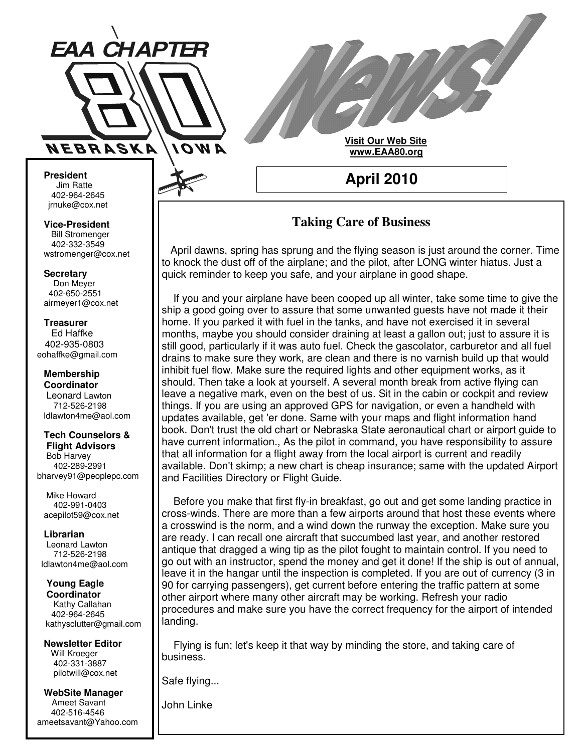# EAA CHAPTER 80 NEBRASKA IOWA

# News!

**Visit Our Web Site**
**www.EAA80.org**

## April 2010

**President**
Jim Ratte
402-964-2645
jrnuke@cox.net

**Vice-President**
Bill Stromenger
402-332-3549
wstromenger@cox.net

**Secretary**
Don Meyer
402-650-2551
airmeyer1@cox.net

**Treasurer**
Ed Haffke
402-935-0803
eohaffke@gmail.com

**Membership Coordinator**
Leonard Lawton
712-526-2198
ldlawton4me@aol.com

**Tech Counselors & Flight Advisors**
Bob Harvey
402-289-2991
bharvey91@peoplepc.com

Mike Howard
402-991-0403
acepilot59@cox.net

**Librarian**
Leonard Lawton
712-526-2198
ldlawton4me@aol.com

**Young Eagle Coordinator**
Kathy Callahan
402-964-2645
kathysclutter@gmail.com

**Newsletter Editor**
Will Kroeger
402-331-3887
pilotwill@cox.net

**WebSite Manager**
Ameet Savant
402-516-4546
ameetsavant@Yahoo.com

### Taking Care of Business

April dawns, spring has sprung and the flying season is just around the corner. Time to knock the dust off of the airplane; and the pilot, after LONG winter hiatus. Just a quick reminder to keep you safe, and your airplane in good shape.

If you and your airplane have been cooped up all winter, take some time to give the ship a good going over to assure that some unwanted guests have not made it their home. If you parked it with fuel in the tanks, and have not exercised it in several months, maybe you should consider draining at least a gallon out; just to assure it is still good, particularly if it was auto fuel. Check the gascolator, carburetor and all fuel drains to make sure they work, are clean and there is no varnish build up that would inhibit fuel flow. Make sure the required lights and other equipment works, as it should. Then take a look at yourself. A several month break from active flying can leave a negative mark, even on the best of us. Sit in the cabin or cockpit and review things. If you are using an approved GPS for navigation, or even a handheld with updates available, get 'er done. Same with your maps and flight information hand book. Don't trust the old chart or Nebraska State aeronautical chart or airport guide to have current information., As the pilot in command, you have responsibility to assure that all information for a flight away from the local airport is current and readily available. Don't skimp; a new chart is cheap insurance; same with the updated Airport and Facilities Directory or Flight Guide.

Before you make that first fly-in breakfast, go out and get some landing practice in cross-winds. There are more than a few airports around that host these events where a crosswind is the norm, and a wind down the runway the exception. Make sure you are ready. I can recall one aircraft that succumbed last year, and another restored antique that dragged a wing tip as the pilot fought to maintain control. If you need to go out with an instructor, spend the money and get it done! If the ship is out of annual, leave it in the hangar until the inspection is completed. If you are out of currency (3 in 90 for carrying passengers), get current before entering the traffic pattern at some other airport where many other aircraft may be working. Refresh your radio procedures and make sure you have the correct frequency for the airport of intended landing.

Flying is fun; let's keep it that way by minding the store, and taking care of business.

Safe flying...

John Linke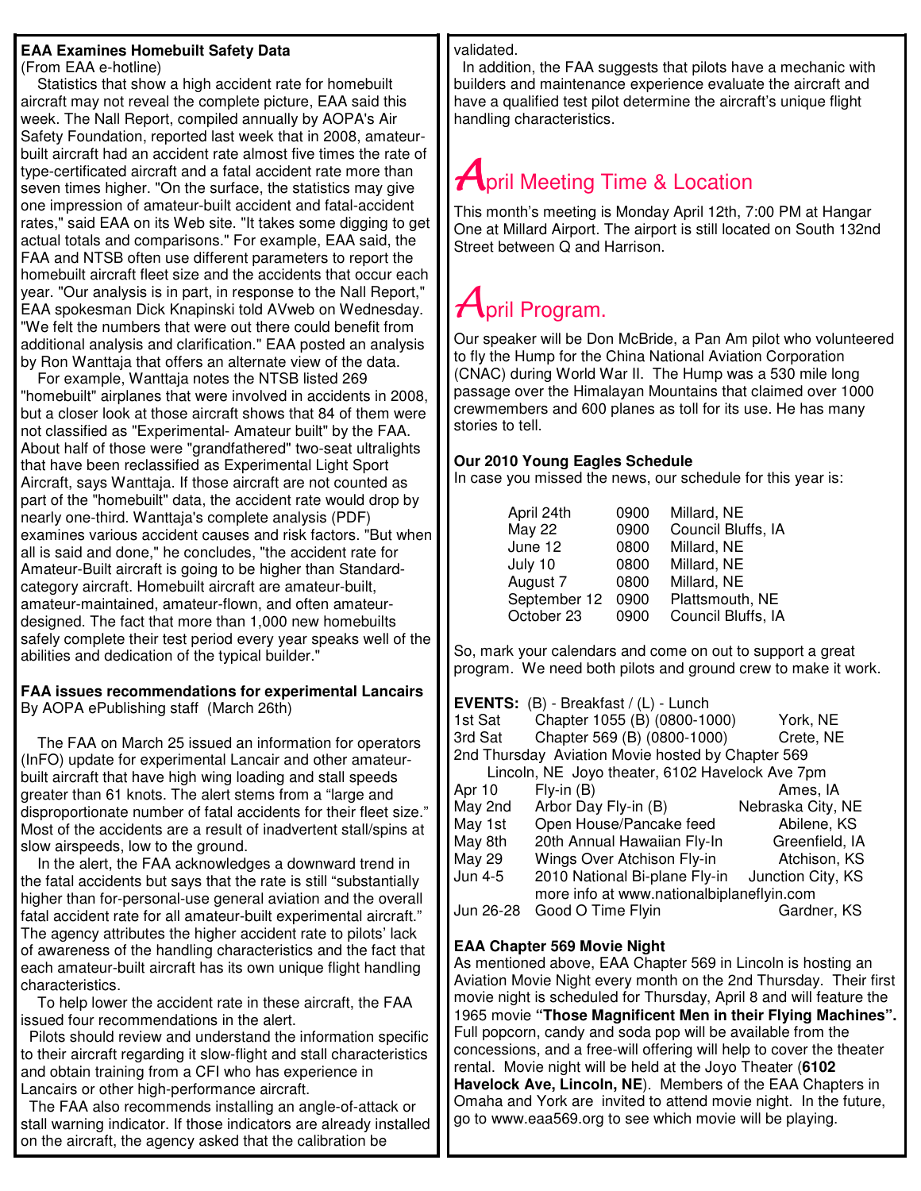### EAA Examines Homebuilt Safety Data

(From EAA e-hotline)

Statistics that show a high accident rate for homebuilt aircraft may not reveal the complete picture, EAA said this week. The Nall Report, compiled annually by AOPA's Air Safety Foundation, reported last week that in 2008, amateur-built aircraft had an accident rate almost five times the rate of type-certificated aircraft and a fatal accident rate more than seven times higher. "On the surface, the statistics may give one impression of amateur-built accident and fatal-accident rates," said EAA on its Web site. "It takes some digging to get actual totals and comparisons." For example, EAA said, the FAA and NTSB often use different parameters to report the homebuilt aircraft fleet size and the accidents that occur each year. "Our analysis is in part, in response to the Nall Report," EAA spokesman Dick Knapinski told AVweb on Wednesday. "We felt the numbers that were out there could benefit from additional analysis and clarification." EAA posted an analysis by Ron Wanttaja that offers an alternate view of the data.

For example, Wanttaja notes the NTSB listed 269 "homebuilt" airplanes that were involved in accidents in 2008, but a closer look at those aircraft shows that 84 of them were not classified as "Experimental- Amateur built" by the FAA. About half of those were "grandfathered" two-seat ultralights that have been reclassified as Experimental Light Sport Aircraft, says Wanttaja. If those aircraft are not counted as part of the "homebuilt" data, the accident rate would drop by nearly one-third. Wanttaja's complete analysis (PDF) examines various accident causes and risk factors. "But when all is said and done," he concludes, "the accident rate for Amateur-Built aircraft is going to be higher than Standard-category aircraft. Homebuilt aircraft are amateur-built, amateur-maintained, amateur-flown, and often amateur-designed. The fact that more than 1,000 new homebuilts safely complete their test period every year speaks well of the abilities and dedication of the typical builder."

### FAA issues recommendations for experimental Lancairs

By AOPA ePublishing staff (March 26th)

The FAA on March 25 issued an information for operators (InFO) update for experimental Lancair and other amateur-built aircraft that have high wing loading and stall speeds greater than 61 knots. The alert stems from a "large and disproportionate number of fatal accidents for their fleet size." Most of the accidents are a result of inadvertent stall/spins at slow airspeeds, low to the ground.

In the alert, the FAA acknowledges a downward trend in the fatal accidents but says that the rate is still "substantially higher than for-personal-use general aviation and the overall fatal accident rate for all amateur-built experimental aircraft." The agency attributes the higher accident rate to pilots' lack of awareness of the handling characteristics and the fact that each amateur-built aircraft has its own unique flight handling characteristics.

To help lower the accident rate in these aircraft, the FAA issued four recommendations in the alert.

Pilots should review and understand the information specific to their aircraft regarding it slow-flight and stall characteristics and obtain training from a CFI who has experience in Lancairs or other high-performance aircraft.

The FAA also recommends installing an angle-of-attack or stall warning indicator. If those indicators are already installed on the aircraft, the agency asked that the calibration be validated.

In addition, the FAA suggests that pilots have a mechanic with builders and maintenance experience evaluate the aircraft and have a qualified test pilot determine the aircraft's unique flight handling characteristics.

## April Meeting Time & Location

This month's meeting is Monday April 12th, 7:00 PM at Hangar One at Millard Airport. The airport is still located on South 132nd Street between Q and Harrison.

## April Program.

Our speaker will be Don McBride, a Pan Am pilot who volunteered to fly the Hump for the China National Aviation Corporation (CNAC) during World War II. The Hump was a 530 mile long passage over the Himalayan Mountains that claimed over 1000 crewmembers and 600 planes as toll for its use. He has many stories to tell.

### Our 2010 Young Eagles Schedule

In case you missed the news, our schedule for this year is:

| | | |
|---|---|---|
| April 24th | 0900 | Millard, NE |
| May 22 | 0900 | Council Bluffs, IA |
| June 12 | 0800 | Millard, NE |
| July 10 | 0800 | Millard, NE |
| August 7 | 0800 | Millard, NE |
| September 12 | 0900 | Plattsmouth, NE |
| October 23 | 0900 | Council Bluffs, IA |

So, mark your calendars and come on out to support a great program. We need both pilots and ground crew to make it work.

**EVENTS:** (B) - Breakfast / (L) - Lunch

| | | |
|---|---|---|
| 1st Sat | Chapter 1055 (B) (0800-1000) | York, NE |
| 3rd Sat | Chapter 569 (B) (0800-1000) | Crete, NE |
| 2nd Thursday | Aviation Movie hosted by Chapter 569 Lincoln, NE Joyo theater, 6102 Havelock Ave 7pm | |
| Apr 10 | Fly-in (B) | Ames, IA |
| May 2nd | Arbor Day Fly-in (B) | Nebraska City, NE |
| May 1st | Open House/Pancake feed | Abilene, KS |
| May 8th | 20th Annual Hawaiian Fly-In | Greenfield, IA |
| May 29 | Wings Over Atchison Fly-in | Atchison, KS |
| Jun 4-5 | 2010 National Bi-plane Fly-in more info at www.nationalbiplaneflyin.com | Junction City, KS |
| Jun 26-28 | Good O Time Flyin | Gardner, KS |

### EAA Chapter 569 Movie Night

As mentioned above, EAA Chapter 569 in Lincoln is hosting an Aviation Movie Night every month on the 2nd Thursday. Their first movie night is scheduled for Thursday, April 8 and will feature the 1965 movie **"Those Magnificent Men in their Flying Machines".** Full popcorn, candy and soda pop will be available from the concessions, and a free-will offering will help to cover the theater rental. Movie night will be held at the Joyo Theater (**6102 Havelock Ave, Lincoln, NE**). Members of the EAA Chapters in Omaha and York are invited to attend movie night. In the future, go to www.eaa569.org to see which movie will be playing.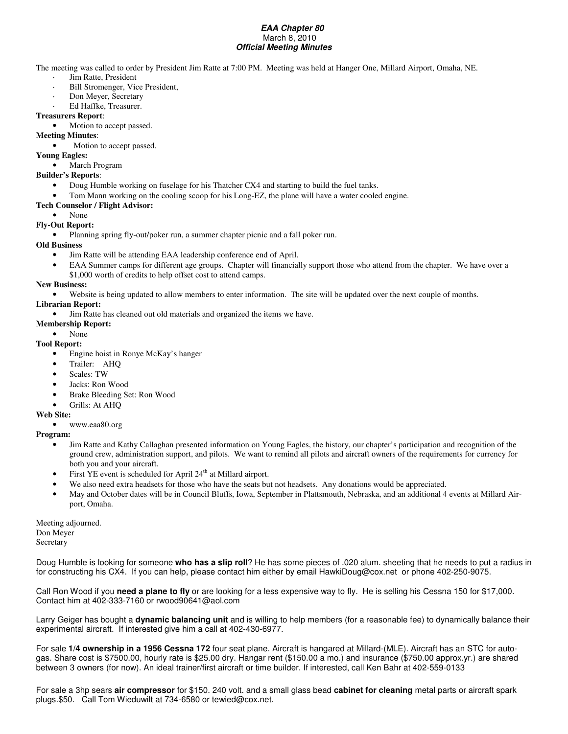***EAA Chapter 80***
March 8, 2010
***Official Meeting Minutes***

The meeting was called to order by President Jim Ratte at 7:00 PM. Meeting was held at Hanger One, Millard Airport, Omaha, NE.

- Jim Ratte, President
- Bill Stromenger, Vice President,
- Don Meyer, Secretary
- Ed Haffke, Treasurer.

**Treasurers Report**:
- Motion to accept passed.

**Meeting Minutes**:
- Motion to accept passed.

**Young Eagles:**
- March Program

**Builder's Reports**:
- Doug Humble working on fuselage for his Thatcher CX4 and starting to build the fuel tanks.
- Tom Mann working on the cooling scoop for his Long-EZ, the plane will have a water cooled engine.

**Tech Counselor / Flight Advisor:**
- None

**Fly-Out Report:**
- Planning spring fly-out/poker run, a summer chapter picnic and a fall poker run.

**Old Business**
- Jim Ratte will be attending EAA leadership conference end of April.
- EAA Summer camps for different age groups. Chapter will financially support those who attend from the chapter. We have over a $1,000 worth of credits to help offset cost to attend camps.

**New Business:**
- Website is being updated to allow members to enter information. The site will be updated over the next couple of months.

**Librarian Report:**
- Jim Ratte has cleaned out old materials and organized the items we have.

**Membership Report:**
- None

**Tool Report:**
- Engine hoist in Ronye McKay's hanger
- Trailer: AHQ
- Scales: TW
- Jacks: Ron Wood
- Brake Bleeding Set: Ron Wood
- Grills: At AHQ

**Web Site:**
- www.eaa80.org

**Program:**
- Jim Ratte and Kathy Callaghan presented information on Young Eagles, the history, our chapter's participation and recognition of the ground crew, administration support, and pilots. We want to remind all pilots and aircraft owners of the requirements for currency for both you and your aircraft.
- First YE event is scheduled for April 24th at Millard airport.
- We also need extra headsets for those who have the seats but not headsets. Any donations would be appreciated.
- May and October dates will be in Council Bluffs, Iowa, September in Plattsmouth, Nebraska, and an additional 4 events at Millard Airport, Omaha.

Meeting adjourned.
Don Meyer
Secretary

Doug Humble is looking for someone **who has a slip roll**? He has some pieces of .020 alum. sheeting that he needs to put a radius in for constructing his CX4. If you can help, please contact him either by email HawkiDoug@cox.net or phone 402-250-9075.

Call Ron Wood if you **need a plane to fly** or are looking for a less expensive way to fly. He is selling his Cessna 150 for $17,000. Contact him at 402-333-7160 or rwood90641@aol.com

Larry Geiger has bought a **dynamic balancing unit** and is willing to help members (for a reasonable fee) to dynamically balance their experimental aircraft. If interested give him a call at 402-430-6977.

For sale **1/4 ownership in a 1956 Cessna 172** four seat plane. Aircraft is hangared at Millard-(MLE). Aircraft has an STC for auto-gas. Share cost is $7500.00, hourly rate is $25.00 dry. Hangar rent ($150.00 a mo.) and insurance ($750.00 approx.yr.) are shared between 3 owners (for now). An ideal trainer/first aircraft or time builder. If interested, call Ken Bahr at 402-559-0133

For sale a 3hp sears **air compressor** for $150. 240 volt. and a small glass bead **cabinet for cleaning** metal parts or aircraft spark plugs.$50. Call Tom Wieduwilt at 734-6580 or tewied@cox.net.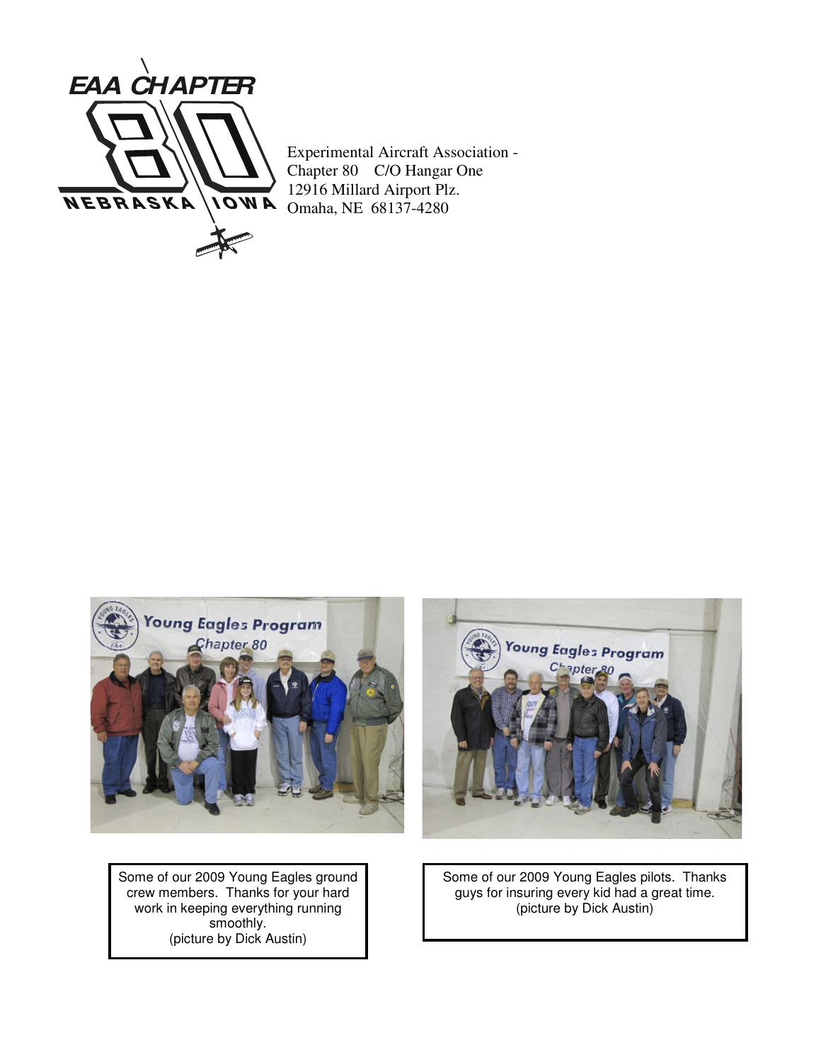Experimental Aircraft Association -
Chapter 80 C/O Hangar One
12916 Millard Airport Plz.
Omaha, NE 68137-4280

Some of our 2009 Young Eagles ground crew members. Thanks for your hard work in keeping everything running smoothly.
(picture by Dick Austin)

Some of our 2009 Young Eagles pilots. Thanks guys for insuring every kid had a great time.
(picture by Dick Austin)